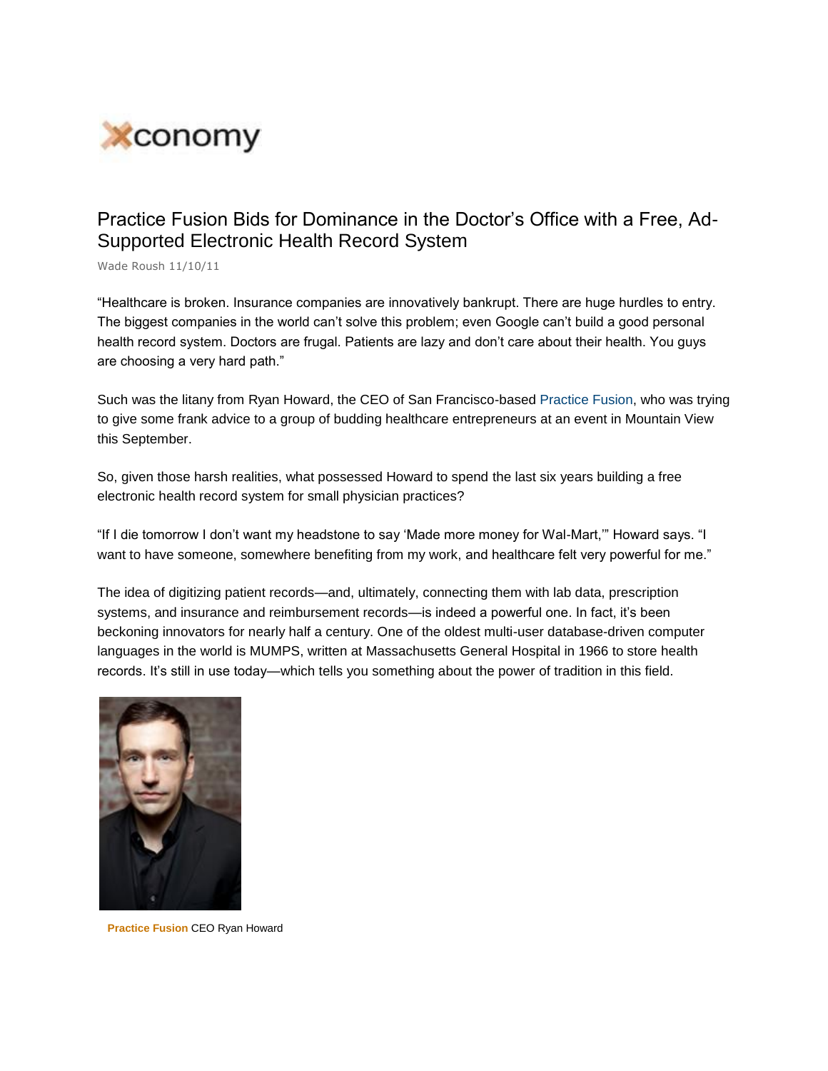# Practice Fusion Bids for Dominance in the Doctor's Office with a Free, Ad-Supported Electronic Health Record System

Wade Roush 11/10/11

"Healthcare is broken. Insurance companies are innovatively bankrupt. There are huge hurdles to entry. The biggest companies in the world can't solve this problem; even Google can't build a good personal health record system. Doctors are frugal. Patients are lazy and don't care about their health. You guys are choosing a very hard path."

Such was the litany from Ryan Howard, the CEO of San Francisco-based Practice Fusion, who was trying to give some frank advice to a group of budding healthcare entrepreneurs at an event in Mountain View this September.

So, given those harsh realities, what possessed Howard to spend the last six years building a free electronic health record system for small physician practices?

"If I die tomorrow I don't want my headstone to say 'Made more money for Wal-Mart,'" Howard says. "I want to have someone, somewhere benefiting from my work, and healthcare felt very powerful for me."

The idea of digitizing patient records—and, ultimately, connecting them with lab data, prescription systems, and insurance and reimbursement records—is indeed a powerful one. In fact, it's been beckoning innovators for nearly half a century. One of the oldest multi-user database-driven computer languages in the world is MUMPS, written at Massachusetts General Hospital in 1966 to store health records. It's still in use today—which tells you something about the power of tradition in this field.

**Practice Fusion** CEO Ryan Howard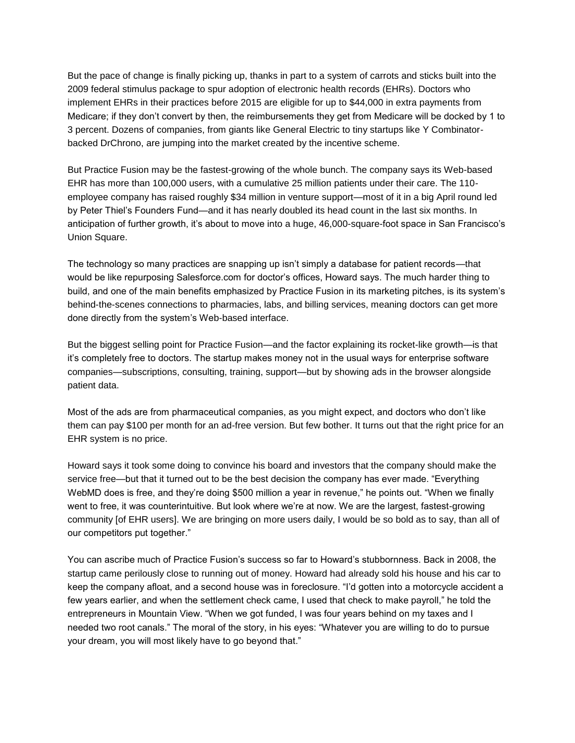But the pace of change is finally picking up, thanks in part to a system of carrots and sticks built into the 2009 federal stimulus package to spur adoption of electronic health records (EHRs). Doctors who implement EHRs in their practices before 2015 are eligible for up to $44,000 in extra payments from Medicare; if they don't convert by then, the reimbursements they get from Medicare will be docked by 1 to 3 percent. Dozens of companies, from giants like General Electric to tiny startups like Y Combinator-backed DrChrono, are jumping into the market created by the incentive scheme.

But Practice Fusion may be the fastest-growing of the whole bunch. The company says its Web-based EHR has more than 100,000 users, with a cumulative 25 million patients under their care. The 110-employee company has raised roughly $34 million in venture support—most of it in a big April round led by Peter Thiel's Founders Fund—and it has nearly doubled its head count in the last six months. In anticipation of further growth, it's about to move into a huge, 46,000-square-foot space in San Francisco's Union Square.

The technology so many practices are snapping up isn't simply a database for patient records—that would be like repurposing Salesforce.com for doctor's offices, Howard says. The much harder thing to build, and one of the main benefits emphasized by Practice Fusion in its marketing pitches, is its system's behind-the-scenes connections to pharmacies, labs, and billing services, meaning doctors can get more done directly from the system's Web-based interface.

But the biggest selling point for Practice Fusion—and the factor explaining its rocket-like growth—is that it's completely free to doctors. The startup makes money not in the usual ways for enterprise software companies—subscriptions, consulting, training, support—but by showing ads in the browser alongside patient data.

Most of the ads are from pharmaceutical companies, as you might expect, and doctors who don't like them can pay $100 per month for an ad-free version. But few bother. It turns out that the right price for an EHR system is no price.

Howard says it took some doing to convince his board and investors that the company should make the service free—but that it turned out to be the best decision the company has ever made. "Everything WebMD does is free, and they're doing $500 million a year in revenue," he points out. "When we finally went to free, it was counterintuitive. But look where we're at now. We are the largest, fastest-growing community [of EHR users]. We are bringing on more users daily, I would be so bold as to say, than all of our competitors put together."

You can ascribe much of Practice Fusion's success so far to Howard's stubbornness. Back in 2008, the startup came perilously close to running out of money. Howard had already sold his house and his car to keep the company afloat, and a second house was in foreclosure. "I'd gotten into a motorcycle accident a few years earlier, and when the settlement check came, I used that check to make payroll," he told the entrepreneurs in Mountain View. "When we got funded, I was four years behind on my taxes and I needed two root canals." The moral of the story, in his eyes: "Whatever you are willing to do to pursue your dream, you will most likely have to go beyond that."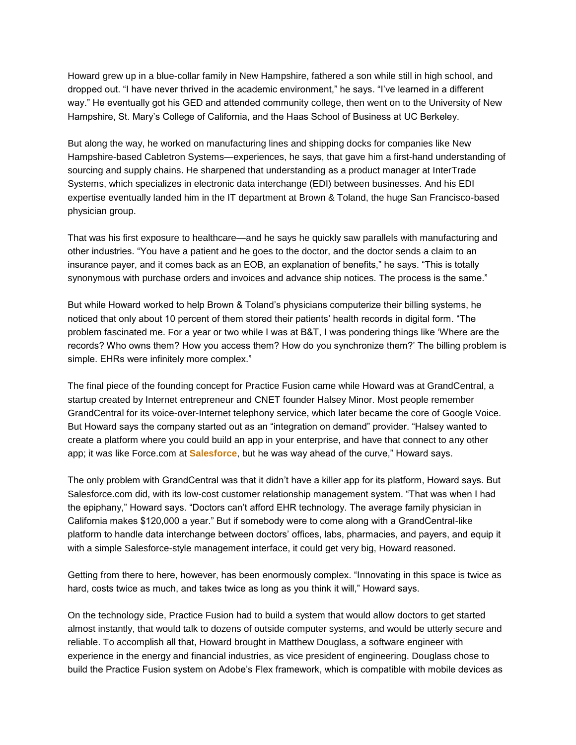Howard grew up in a blue-collar family in New Hampshire, fathered a son while still in high school, and dropped out. “I have never thrived in the academic environment,” he says. “I’ve learned in a different way.” He eventually got his GED and attended community college, then went on to the University of New Hampshire, St. Mary’s College of California, and the Haas School of Business at UC Berkeley.

But along the way, he worked on manufacturing lines and shipping docks for companies like New Hampshire-based Cabletron Systems—experiences, he says, that gave him a first-hand understanding of sourcing and supply chains. He sharpened that understanding as a product manager at InterTrade Systems, which specializes in electronic data interchange (EDI) between businesses. And his EDI expertise eventually landed him in the IT department at Brown & Toland, the huge San Francisco-based physician group.

That was his first exposure to healthcare—and he says he quickly saw parallels with manufacturing and other industries. “You have a patient and he goes to the doctor, and the doctor sends a claim to an insurance payer, and it comes back as an EOB, an explanation of benefits,” he says. “This is totally synonymous with purchase orders and invoices and advance ship notices. The process is the same.”

But while Howard worked to help Brown & Toland’s physicians computerize their billing systems, he noticed that only about 10 percent of them stored their patients’ health records in digital form. “The problem fascinated me. For a year or two while I was at B&T, I was pondering things like ‘Where are the records? Who owns them? How you access them? How do you synchronize them?’ The billing problem is simple. EHRs were infinitely more complex.”

The final piece of the founding concept for Practice Fusion came while Howard was at GrandCentral, a startup created by Internet entrepreneur and CNET founder Halsey Minor. Most people remember GrandCentral for its voice-over-Internet telephony service, which later became the core of Google Voice. But Howard says the company started out as an “integration on demand” provider. “Halsey wanted to create a platform where you could build an app in your enterprise, and have that connect to any other app; it was like Force.com at **Salesforce**, but he was way ahead of the curve,” Howard says.

The only problem with GrandCentral was that it didn’t have a killer app for its platform, Howard says. But Salesforce.com did, with its low-cost customer relationship management system. “That was when I had the epiphany,” Howard says. “Doctors can’t afford EHR technology. The average family physician in California makes $120,000 a year.” But if somebody were to come along with a GrandCentral-like platform to handle data interchange between doctors’ offices, labs, pharmacies, and payers, and equip it with a simple Salesforce-style management interface, it could get very big, Howard reasoned.

Getting from there to here, however, has been enormously complex. “Innovating in this space is twice as hard, costs twice as much, and takes twice as long as you think it will,” Howard says.

On the technology side, Practice Fusion had to build a system that would allow doctors to get started almost instantly, that would talk to dozens of outside computer systems, and would be utterly secure and reliable. To accomplish all that, Howard brought in Matthew Douglass, a software engineer with experience in the energy and financial industries, as vice president of engineering. Douglass chose to build the Practice Fusion system on Adobe’s Flex framework, which is compatible with mobile devices as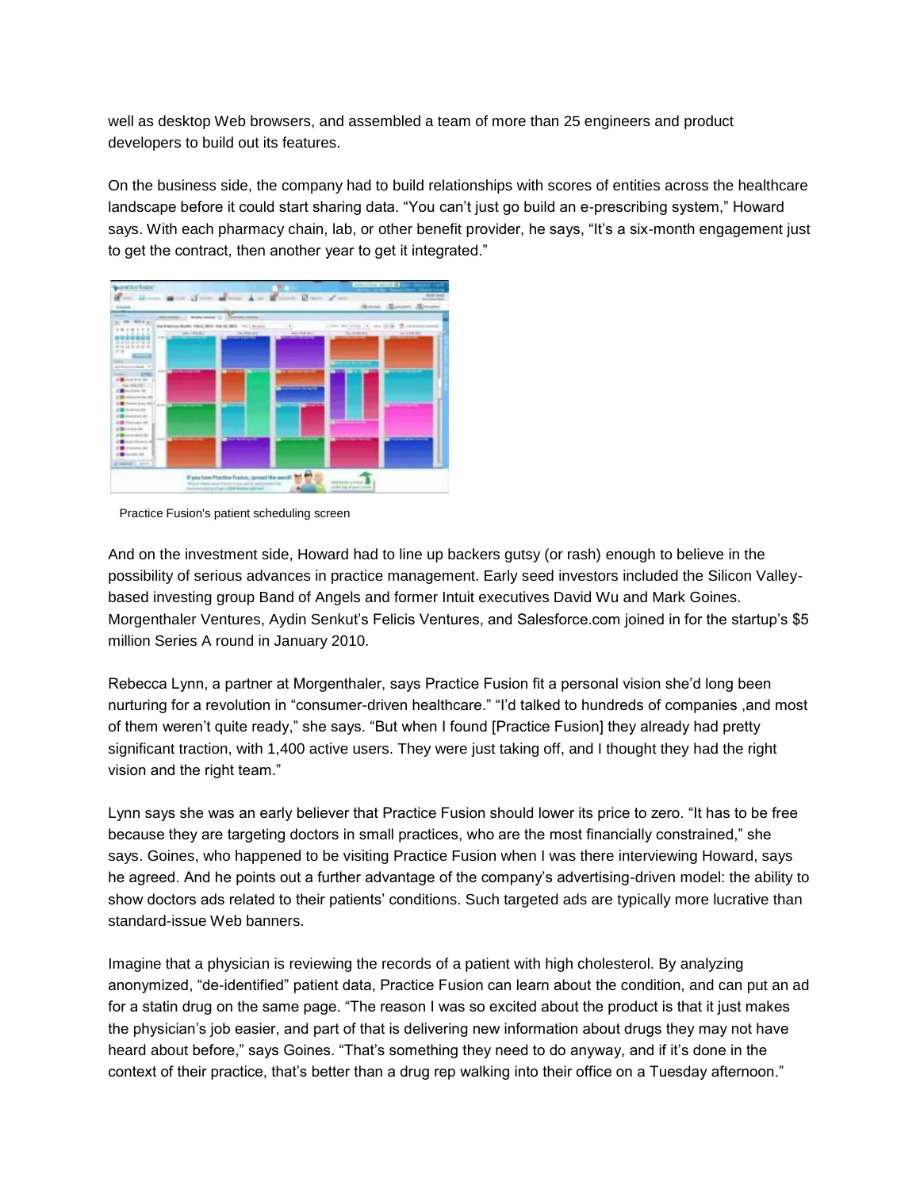well as desktop Web browsers, and assembled a team of more than 25 engineers and product developers to build out its features.

On the business side, the company had to build relationships with scores of entities across the healthcare landscape before it could start sharing data. “You can’t just go build an e-prescribing system,” Howard says. With each pharmacy chain, lab, or other benefit provider, he says, “It’s a six-month engagement just to get the contract, then another year to get it integrated.”

Practice Fusion's patient scheduling screen

And on the investment side, Howard had to line up backers gutsy (or rash) enough to believe in the possibility of serious advances in practice management. Early seed investors included the Silicon Valley-based investing group Band of Angels and former Intuit executives David Wu and Mark Goines. Morgenthaler Ventures, Aydin Senkut’s Felicis Ventures, and Salesforce.com joined in for the startup’s $5 million Series A round in January 2010.

Rebecca Lynn, a partner at Morgenthaler, says Practice Fusion fit a personal vision she’d long been nurturing for a revolution in “consumer-driven healthcare.” “I’d talked to hundreds of companies ,and most of them weren’t quite ready,” she says. “But when I found [Practice Fusion] they already had pretty significant traction, with 1,400 active users. They were just taking off, and I thought they had the right vision and the right team.”

Lynn says she was an early believer that Practice Fusion should lower its price to zero. “It has to be free because they are targeting doctors in small practices, who are the most financially constrained,” she says. Goines, who happened to be visiting Practice Fusion when I was there interviewing Howard, says he agreed. And he points out a further advantage of the company’s advertising-driven model: the ability to show doctors ads related to their patients’ conditions. Such targeted ads are typically more lucrative than standard-issue Web banners.

Imagine that a physician is reviewing the records of a patient with high cholesterol. By analyzing anonymized, “de-identified” patient data, Practice Fusion can learn about the condition, and can put an ad for a statin drug on the same page. “The reason I was so excited about the product is that it just makes the physician’s job easier, and part of that is delivering new information about drugs they may not have heard about before,” says Goines. “That’s something they need to do anyway, and if it’s done in the context of their practice, that’s better than a drug rep walking into their office on a Tuesday afternoon.”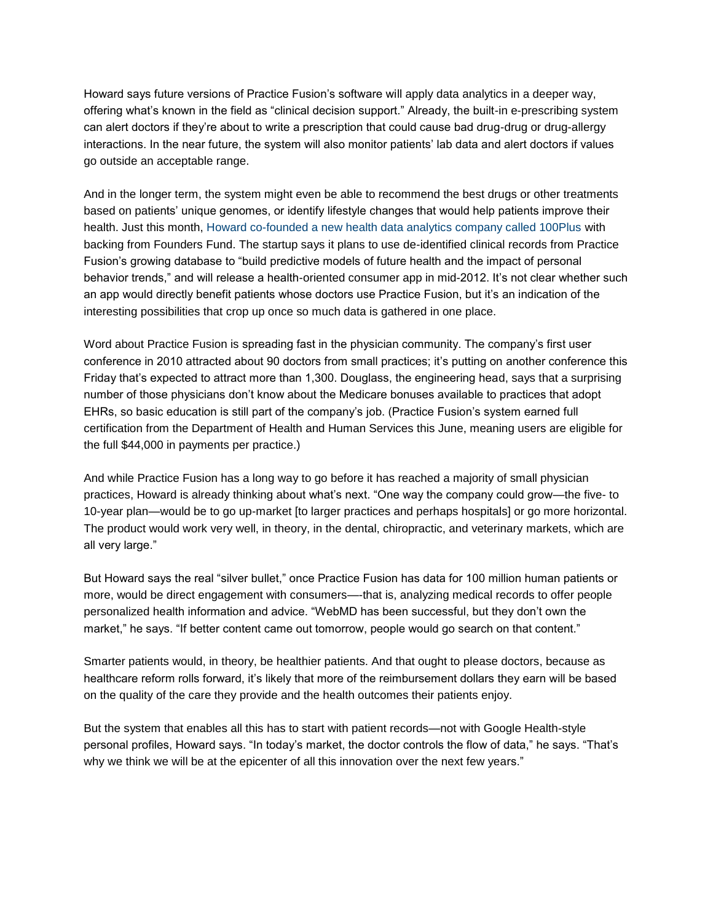Howard says future versions of Practice Fusion's software will apply data analytics in a deeper way, offering what's known in the field as "clinical decision support." Already, the built-in e-prescribing system can alert doctors if they're about to write a prescription that could cause bad drug-drug or drug-allergy interactions. In the near future, the system will also monitor patients' lab data and alert doctors if values go outside an acceptable range.

And in the longer term, the system might even be able to recommend the best drugs or other treatments based on patients' unique genomes, or identify lifestyle changes that would help patients improve their health. Just this month, Howard co-founded a new health data analytics company called 100Plus with backing from Founders Fund. The startup says it plans to use de-identified clinical records from Practice Fusion's growing database to "build predictive models of future health and the impact of personal behavior trends," and will release a health-oriented consumer app in mid-2012. It's not clear whether such an app would directly benefit patients whose doctors use Practice Fusion, but it's an indication of the interesting possibilities that crop up once so much data is gathered in one place.

Word about Practice Fusion is spreading fast in the physician community. The company's first user conference in 2010 attracted about 90 doctors from small practices; it's putting on another conference this Friday that's expected to attract more than 1,300. Douglass, the engineering head, says that a surprising number of those physicians don't know about the Medicare bonuses available to practices that adopt EHRs, so basic education is still part of the company's job. (Practice Fusion's system earned full certification from the Department of Health and Human Services this June, meaning users are eligible for the full $44,000 in payments per practice.)

And while Practice Fusion has a long way to go before it has reached a majority of small physician practices, Howard is already thinking about what's next. "One way the company could grow—the five- to 10-year plan—would be to go up-market [to larger practices and perhaps hospitals] or go more horizontal. The product would work very well, in theory, in the dental, chiropractic, and veterinary markets, which are all very large."

But Howard says the real "silver bullet," once Practice Fusion has data for 100 million human patients or more, would be direct engagement with consumers—-that is, analyzing medical records to offer people personalized health information and advice. "WebMD has been successful, but they don't own the market," he says. "If better content came out tomorrow, people would go search on that content."

Smarter patients would, in theory, be healthier patients. And that ought to please doctors, because as healthcare reform rolls forward, it's likely that more of the reimbursement dollars they earn will be based on the quality of the care they provide and the health outcomes their patients enjoy.

But the system that enables all this has to start with patient records—not with Google Health-style personal profiles, Howard says. "In today's market, the doctor controls the flow of data," he says. "That's why we think we will be at the epicenter of all this innovation over the next few years."